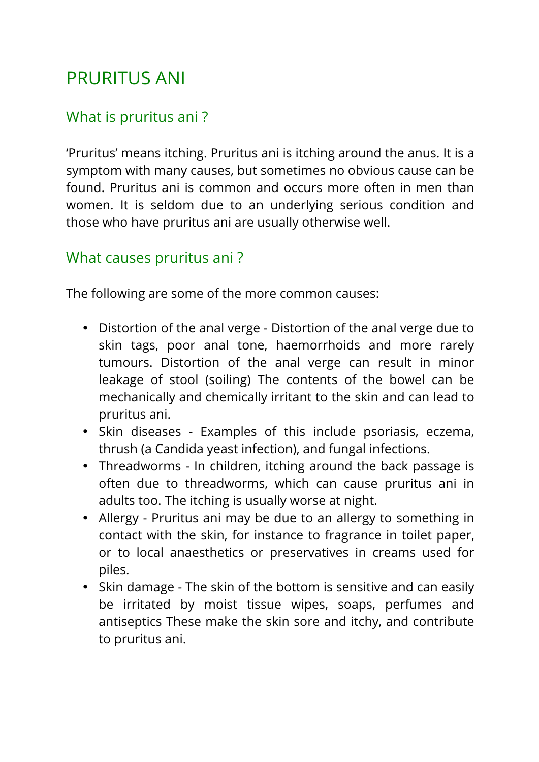# PRURITUS ANI

## What is pruritus ani ?

'Pruritus' means itching. Pruritus ani is itching around the anus. It is a symptom with many causes, but sometimes no obvious cause can be found. Pruritus ani is common and occurs more often in men than women. It is seldom due to an underlying serious condition and those who have pruritus ani are usually otherwise well.

## What causes pruritus ani ?

The following are some of the more common causes:

- Distortion of the anal verge - Distortion of the anal verge due to skin tags, poor anal tone, haemorrhoids and more rarely tumours. Distortion of the anal verge can result in minor leakage of stool (soiling) The contents of the bowel can be mechanically and chemically irritant to the skin and can lead to pruritus ani.
- Skin diseases - Examples of this include psoriasis, eczema, thrush (a Candida yeast infection), and fungal infections.
- Threadworms - In children, itching around the back passage is often due to threadworms, which can cause pruritus ani in adults too. The itching is usually worse at night.
- Allergy - Pruritus ani may be due to an allergy to something in contact with the skin, for instance to fragrance in toilet paper, or to local anaesthetics or preservatives in creams used for piles.
- Skin damage - The skin of the bottom is sensitive and can easily be irritated by moist tissue wipes, soaps, perfumes and antiseptics These make the skin sore and itchy, and contribute to pruritus ani.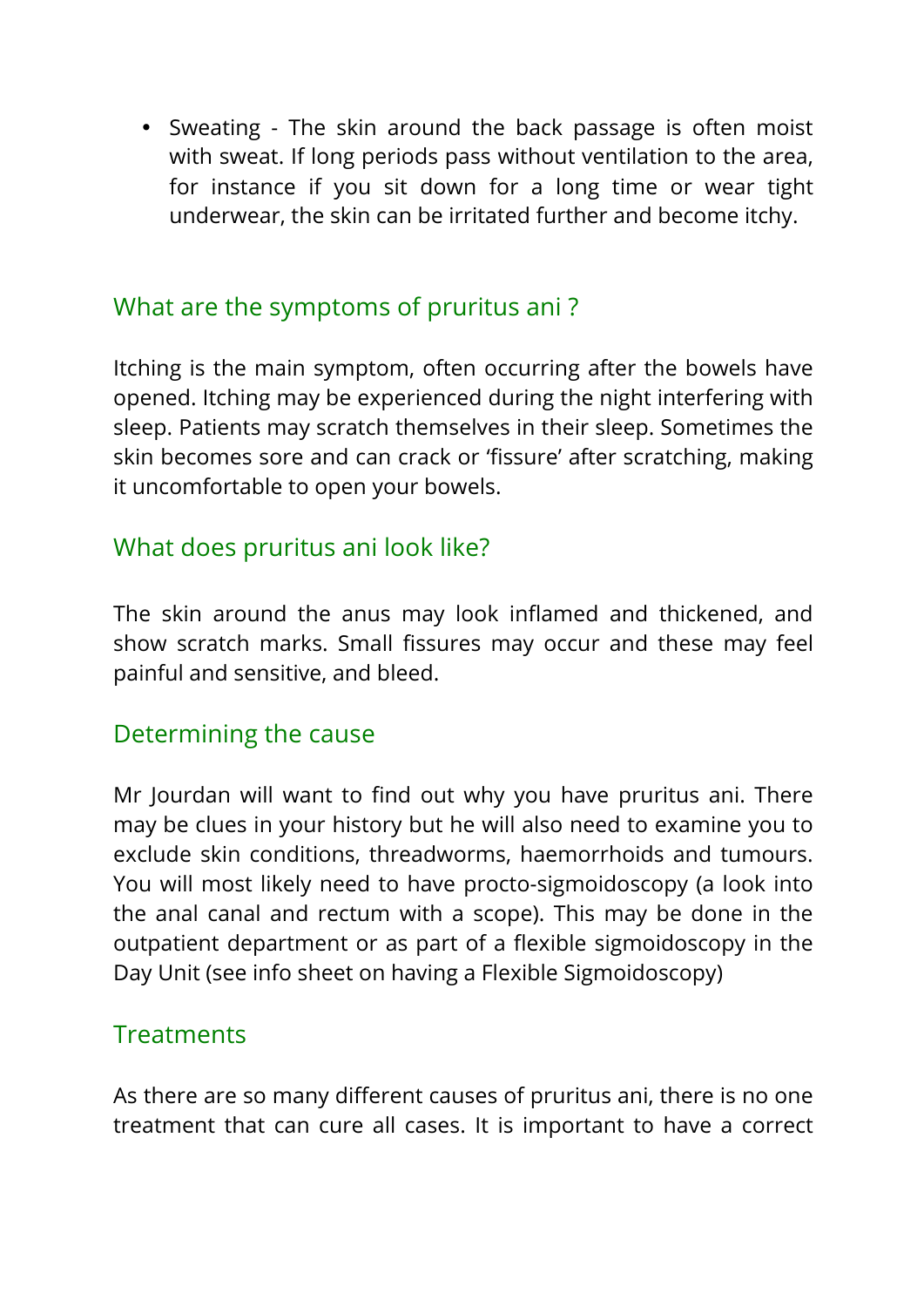- Sweating - The skin around the back passage is often moist with sweat. If long periods pass without ventilation to the area, for instance if you sit down for a long time or wear tight underwear, the skin can be irritated further and become itchy.

## What are the symptoms of pruritus ani ?

Itching is the main symptom, often occurring after the bowels have opened. Itching may be experienced during the night interfering with sleep. Patients may scratch themselves in their sleep. Sometimes the skin becomes sore and can crack or 'fissure' after scratching, making it uncomfortable to open your bowels.

## What does pruritus ani look like?

The skin around the anus may look inflamed and thickened, and show scratch marks. Small fissures may occur and these may feel painful and sensitive, and bleed.

## Determining the cause

Mr Jourdan will want to find out why you have pruritus ani. There may be clues in your history but he will also need to examine you to exclude skin conditions, threadworms, haemorrhoids and tumours. You will most likely need to have procto-sigmoidoscopy (a look into the anal canal and rectum with a scope). This may be done in the outpatient department or as part of a flexible sigmoidoscopy in the Day Unit (see info sheet on having a Flexible Sigmoidoscopy)

## Treatments

As there are so many different causes of pruritus ani, there is no one treatment that can cure all cases. It is important to have a correct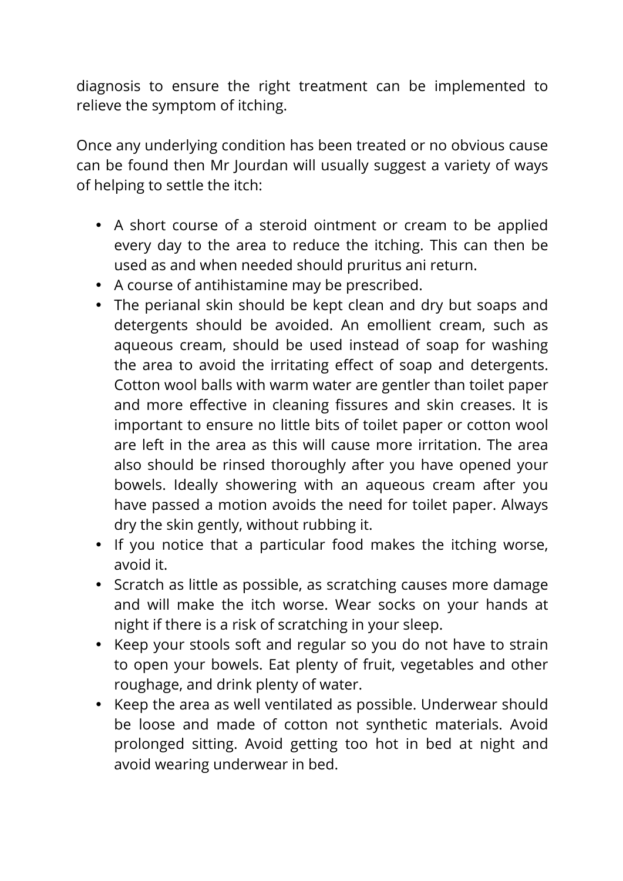diagnosis to ensure the right treatment can be implemented to relieve the symptom of itching.

Once any underlying condition has been treated or no obvious cause can be found then Mr Jourdan will usually suggest a variety of ways of helping to settle the itch:

- A short course of a steroid ointment or cream to be applied every day to the area to reduce the itching. This can then be used as and when needed should pruritus ani return.
- A course of antihistamine may be prescribed.
- The perianal skin should be kept clean and dry but soaps and detergents should be avoided. An emollient cream, such as aqueous cream, should be used instead of soap for washing the area to avoid the irritating effect of soap and detergents. Cotton wool balls with warm water are gentler than toilet paper and more effective in cleaning fissures and skin creases. It is important to ensure no little bits of toilet paper or cotton wool are left in the area as this will cause more irritation. The area also should be rinsed thoroughly after you have opened your bowels. Ideally showering with an aqueous cream after you have passed a motion avoids the need for toilet paper. Always dry the skin gently, without rubbing it.
- If you notice that a particular food makes the itching worse, avoid it.
- Scratch as little as possible, as scratching causes more damage and will make the itch worse. Wear socks on your hands at night if there is a risk of scratching in your sleep.
- Keep your stools soft and regular so you do not have to strain to open your bowels. Eat plenty of fruit, vegetables and other roughage, and drink plenty of water.
- Keep the area as well ventilated as possible. Underwear should be loose and made of cotton not synthetic materials. Avoid prolonged sitting. Avoid getting too hot in bed at night and avoid wearing underwear in bed.